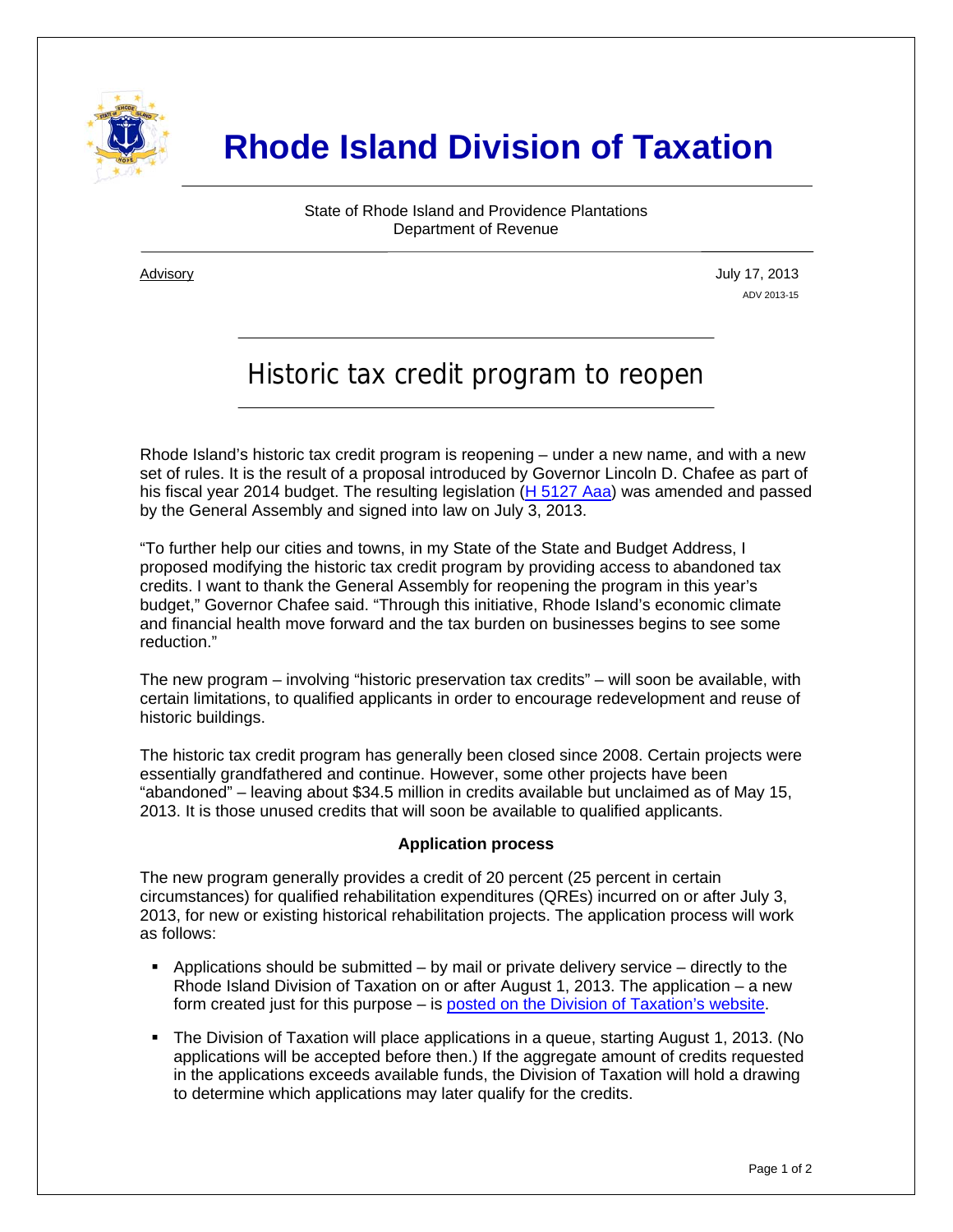# Rhode Island Division of Taxation

State of Rhode Island and Providence Plantations
Department of Revenue

Advisory

July 17, 2013
ADV 2013-15

## Historic tax credit program to reopen

Rhode Island's historic tax credit program is reopening – under a new name, and with a new set of rules. It is the result of a proposal introduced by Governor Lincoln D. Chafee as part of his fiscal year 2014 budget. The resulting legislation (H 5127 Aaa) was amended and passed by the General Assembly and signed into law on July 3, 2013.

"To further help our cities and towns, in my State of the State and Budget Address, I proposed modifying the historic tax credit program by providing access to abandoned tax credits. I want to thank the General Assembly for reopening the program in this year's budget," Governor Chafee said. "Through this initiative, Rhode Island's economic climate and financial health move forward and the tax burden on businesses begins to see some reduction."

The new program – involving "historic preservation tax credits" – will soon be available, with certain limitations, to qualified applicants in order to encourage redevelopment and reuse of historic buildings.

The historic tax credit program has generally been closed since 2008. Certain projects were essentially grandfathered and continue. However, some other projects have been "abandoned" – leaving about $34.5 million in credits available but unclaimed as of May 15, 2013. It is those unused credits that will soon be available to qualified applicants.

### Application process

The new program generally provides a credit of 20 percent (25 percent in certain circumstances) for qualified rehabilitation expenditures (QREs) incurred on or after July 3, 2013, for new or existing historical rehabilitation projects. The application process will work as follows:

- Applications should be submitted – by mail or private delivery service – directly to the Rhode Island Division of Taxation on or after August 1, 2013. The application – a new form created just for this purpose – is posted on the Division of Taxation's website.
- The Division of Taxation will place applications in a queue, starting August 1, 2013. (No applications will be accepted before then.) If the aggregate amount of credits requested in the applications exceeds available funds, the Division of Taxation will hold a drawing to determine which applications may later qualify for the credits.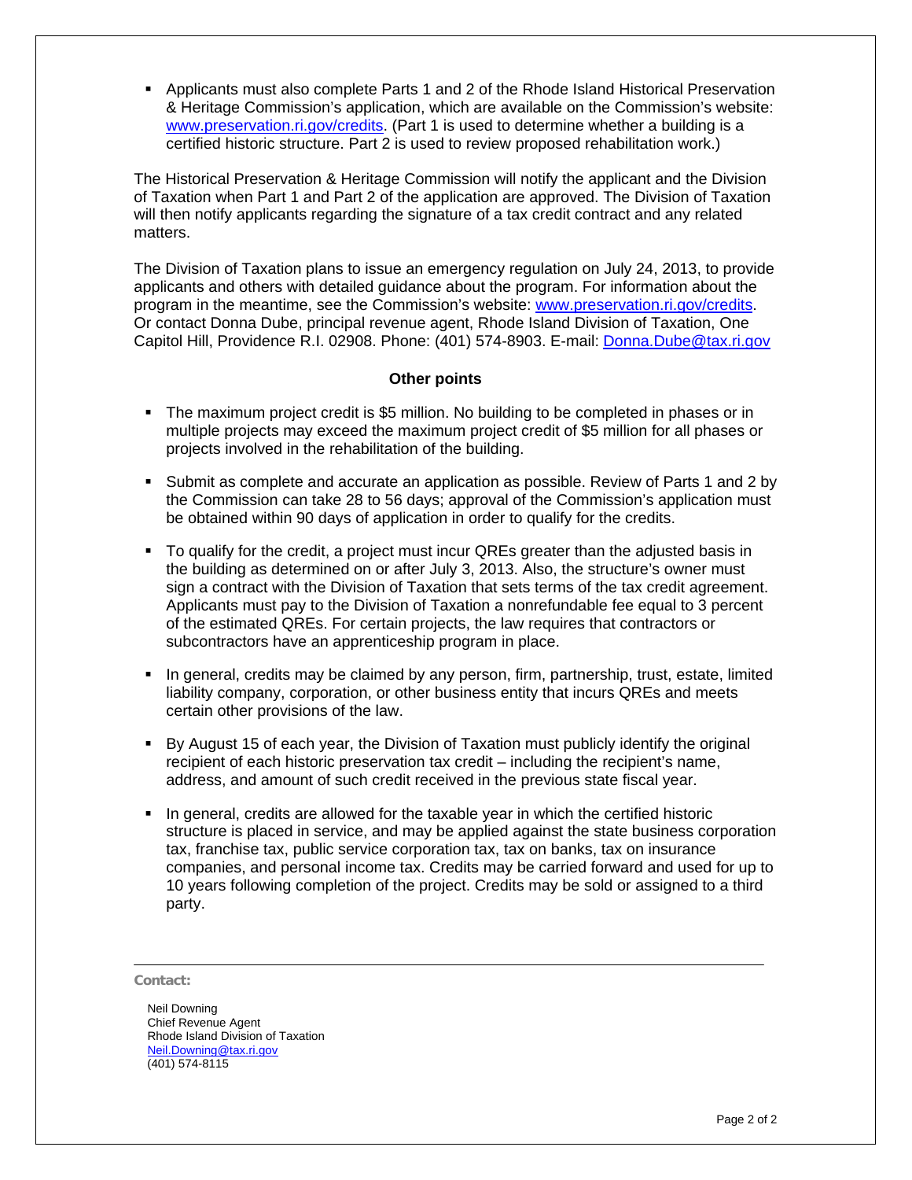- Applicants must also complete Parts 1 and 2 of the Rhode Island Historical Preservation & Heritage Commission's application, which are available on the Commission's website: www.preservation.ri.gov/credits. (Part 1 is used to determine whether a building is a certified historic structure. Part 2 is used to review proposed rehabilitation work.)

The Historical Preservation & Heritage Commission will notify the applicant and the Division of Taxation when Part 1 and Part 2 of the application are approved. The Division of Taxation will then notify applicants regarding the signature of a tax credit contract and any related matters.

The Division of Taxation plans to issue an emergency regulation on July 24, 2013, to provide applicants and others with detailed guidance about the program. For information about the program in the meantime, see the Commission's website: www.preservation.ri.gov/credits. Or contact Donna Dube, principal revenue agent, Rhode Island Division of Taxation, One Capitol Hill, Providence R.I. 02908. Phone: (401) 574-8903. E-mail: Donna.Dube@tax.ri.gov

**Other points**

- The maximum project credit is $5 million. No building to be completed in phases or in multiple projects may exceed the maximum project credit of $5 million for all phases or projects involved in the rehabilitation of the building.

- Submit as complete and accurate an application as possible. Review of Parts 1 and 2 by the Commission can take 28 to 56 days; approval of the Commission's application must be obtained within 90 days of application in order to qualify for the credits.

- To qualify for the credit, a project must incur QREs greater than the adjusted basis in the building as determined on or after July 3, 2013. Also, the structure's owner must sign a contract with the Division of Taxation that sets terms of the tax credit agreement. Applicants must pay to the Division of Taxation a nonrefundable fee equal to 3 percent of the estimated QREs. For certain projects, the law requires that contractors or subcontractors have an apprenticeship program in place.

- In general, credits may be claimed by any person, firm, partnership, trust, estate, limited liability company, corporation, or other business entity that incurs QREs and meets certain other provisions of the law.

- By August 15 of each year, the Division of Taxation must publicly identify the original recipient of each historic preservation tax credit – including the recipient's name, address, and amount of such credit received in the previous state fiscal year.

- In general, credits are allowed for the taxable year in which the certified historic structure is placed in service, and may be applied against the state business corporation tax, franchise tax, public service corporation tax, tax on banks, tax on insurance companies, and personal income tax. Credits may be carried forward and used for up to 10 years following completion of the project. Credits may be sold or assigned to a third party.

---

**Contact:**

Neil Downing
Chief Revenue Agent
Rhode Island Division of Taxation
Neil.Downing@tax.ri.gov
(401) 574-8115